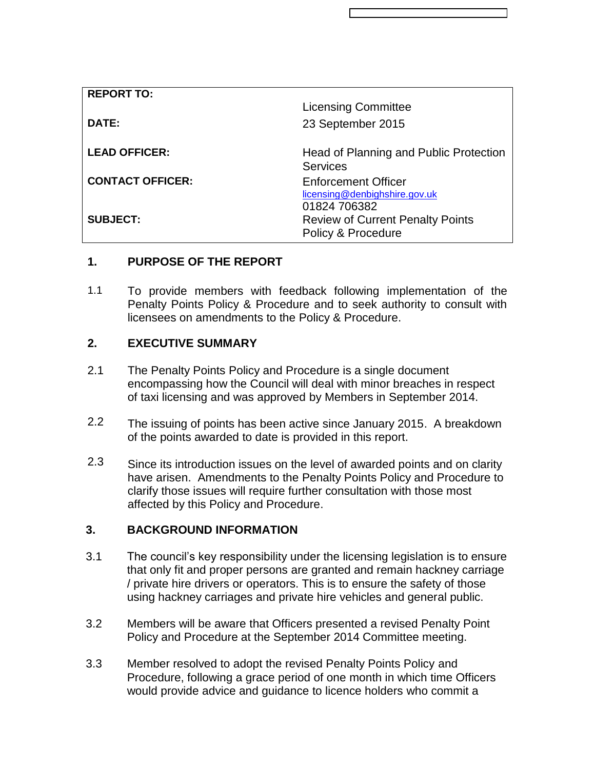| | |
|---|---|
| **REPORT TO:** | Licensing Committee |
| **DATE:** | 23 September 2015 |
| **LEAD OFFICER:** | Head of Planning and Public Protection Services |
| **CONTACT OFFICER:** | Enforcement Officer<br>licensing@denbighshire.gov.uk<br>01824 706382 |
| **SUBJECT:** | Review of Current Penalty Points Policy & Procedure |

## 1. PURPOSE OF THE REPORT

1.1 To provide members with feedback following implementation of the Penalty Points Policy & Procedure and to seek authority to consult with licensees on amendments to the Policy & Procedure.

## 2. EXECUTIVE SUMMARY

2.1 The Penalty Points Policy and Procedure is a single document encompassing how the Council will deal with minor breaches in respect of taxi licensing and was approved by Members in September 2014.

2.2 The issuing of points has been active since January 2015. A breakdown of the points awarded to date is provided in this report.

2.3 Since its introduction issues on the level of awarded points and on clarity have arisen. Amendments to the Penalty Points Policy and Procedure to clarify those issues will require further consultation with those most affected by this Policy and Procedure.

## 3. BACKGROUND INFORMATION

3.1 The council's key responsibility under the licensing legislation is to ensure that only fit and proper persons are granted and remain hackney carriage / private hire drivers or operators. This is to ensure the safety of those using hackney carriages and private hire vehicles and general public.

3.2 Members will be aware that Officers presented a revised Penalty Point Policy and Procedure at the September 2014 Committee meeting.

3.3 Member resolved to adopt the revised Penalty Points Policy and Procedure, following a grace period of one month in which time Officers would provide advice and guidance to licence holders who commit a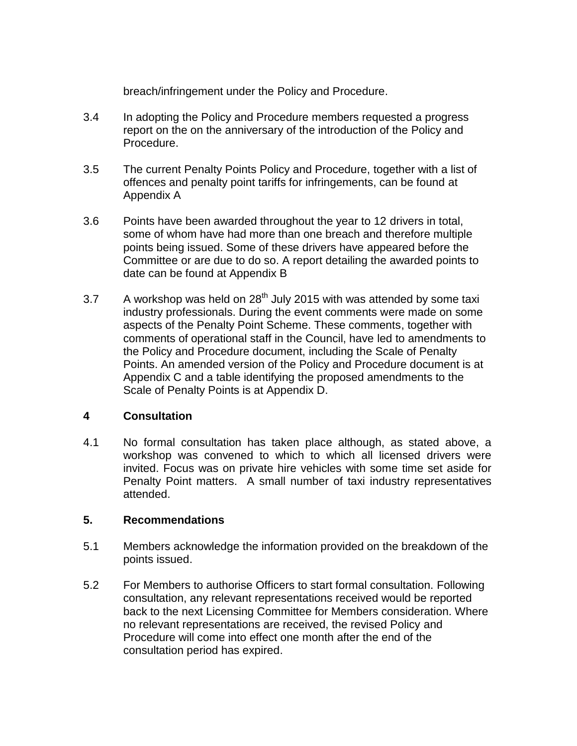breach/infringement under the Policy and Procedure.

3.4 In adopting the Policy and Procedure members requested a progress report on the on the anniversary of the introduction of the Policy and Procedure.

3.5 The current Penalty Points Policy and Procedure, together with a list of offences and penalty point tariffs for infringements, can be found at Appendix A

3.6 Points have been awarded throughout the year to 12 drivers in total, some of whom have had more than one breach and therefore multiple points being issued. Some of these drivers have appeared before the Committee or are due to do so. A report detailing the awarded points to date can be found at Appendix B

3.7 A workshop was held on 28th July 2015 with was attended by some taxi industry professionals. During the event comments were made on some aspects of the Penalty Point Scheme. These comments, together with comments of operational staff in the Council, have led to amendments to the Policy and Procedure document, including the Scale of Penalty Points. An amended version of the Policy and Procedure document is at Appendix C and a table identifying the proposed amendments to the Scale of Penalty Points is at Appendix D.

## 4 Consultation

4.1 No formal consultation has taken place although, as stated above, a workshop was convened to which to which all licensed drivers were invited. Focus was on private hire vehicles with some time set aside for Penalty Point matters. A small number of taxi industry representatives attended.

## 5. Recommendations

5.1 Members acknowledge the information provided on the breakdown of the points issued.

5.2 For Members to authorise Officers to start formal consultation. Following consultation, any relevant representations received would be reported back to the next Licensing Committee for Members consideration. Where no relevant representations are received, the revised Policy and Procedure will come into effect one month after the end of the consultation period has expired.